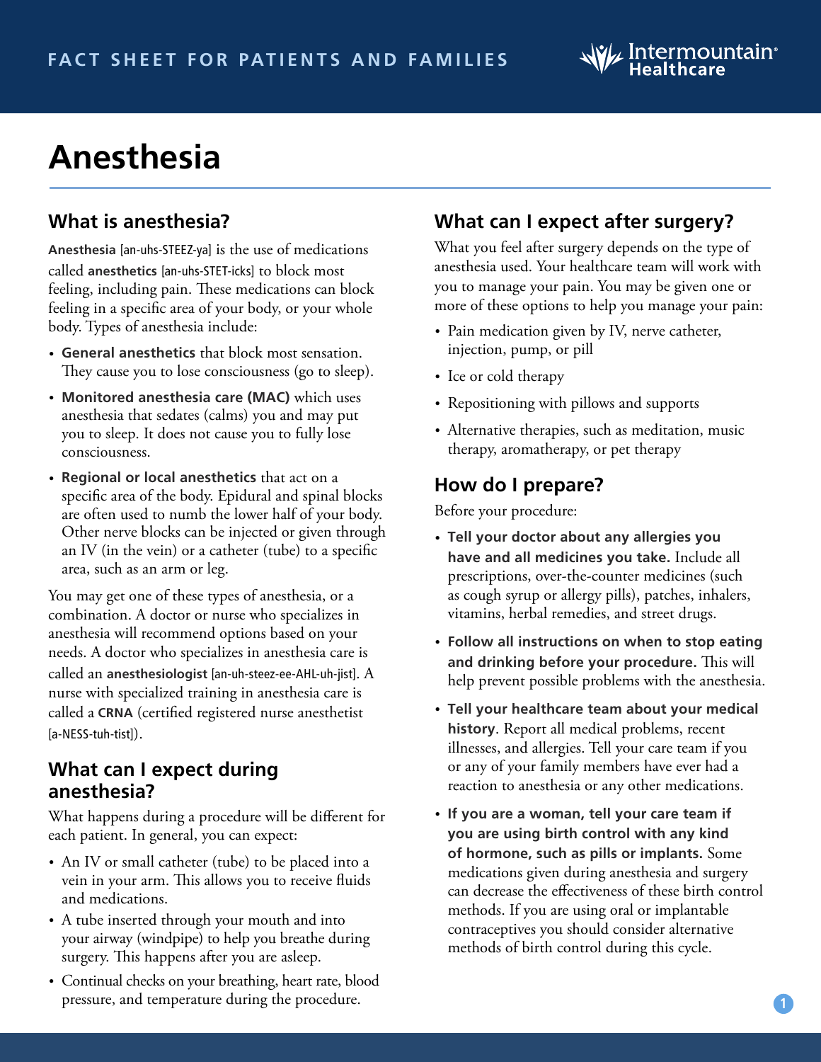FACT SHEET FOR PATIENTS AND FAMILIES

# Anesthesia

## What is anesthesia?

**Anesthesia** [an-uhs-STEEZ-ya] is the use of medications called **anesthetics** [an-uhs-STET-icks] to block most feeling, including pain. These medications can block feeling in a specific area of your body, or your whole body. Types of anesthesia include:

- **General anesthetics** that block most sensation. They cause you to lose consciousness (go to sleep).
- **Monitored anesthesia care (MAC)** which uses anesthesia that sedates (calms) you and may put you to sleep. It does not cause you to fully lose consciousness.
- **Regional or local anesthetics** that act on a specific area of the body. Epidural and spinal blocks are often used to numb the lower half of your body. Other nerve blocks can be injected or given through an IV (in the vein) or a catheter (tube) to a specific area, such as an arm or leg.

You may get one of these types of anesthesia, or a combination. A doctor or nurse who specializes in anesthesia will recommend options based on your needs. A doctor who specializes in anesthesia care is called an **anesthesiologist** [an-uh-steez-ee-AHL-uh-jist]. A nurse with specialized training in anesthesia care is called a **CRNA** (certified registered nurse anesthetist [a-NESS-tuh-tist]).

## What can I expect during anesthesia?

What happens during a procedure will be different for each patient. In general, you can expect:

- An IV or small catheter (tube) to be placed into a vein in your arm. This allows you to receive fluids and medications.
- A tube inserted through your mouth and into your airway (windpipe) to help you breathe during surgery. This happens after you are asleep.
- Continual checks on your breathing, heart rate, blood pressure, and temperature during the procedure.

## What can I expect after surgery?

What you feel after surgery depends on the type of anesthesia used. Your healthcare team will work with you to manage your pain. You may be given one or more of these options to help you manage your pain:

- Pain medication given by IV, nerve catheter, injection, pump, or pill
- Ice or cold therapy
- Repositioning with pillows and supports
- Alternative therapies, such as meditation, music therapy, aromatherapy, or pet therapy

## How do I prepare?

Before your procedure:

- **Tell your doctor about any allergies you have and all medicines you take.** Include all prescriptions, over-the-counter medicines (such as cough syrup or allergy pills), patches, inhalers, vitamins, herbal remedies, and street drugs.
- **Follow all instructions on when to stop eating and drinking before your procedure.** This will help prevent possible problems with the anesthesia.
- **Tell your healthcare team about your medical history**. Report all medical problems, recent illnesses, and allergies. Tell your care team if you or any of your family members have ever had a reaction to anesthesia or any other medications.
- **If you are a woman, tell your care team if you are using birth control with any kind of hormone, such as pills or implants.** Some medications given during anesthesia and surgery can decrease the effectiveness of these birth control methods. If you are using oral or implantable contraceptives you should consider alternative methods of birth control during this cycle.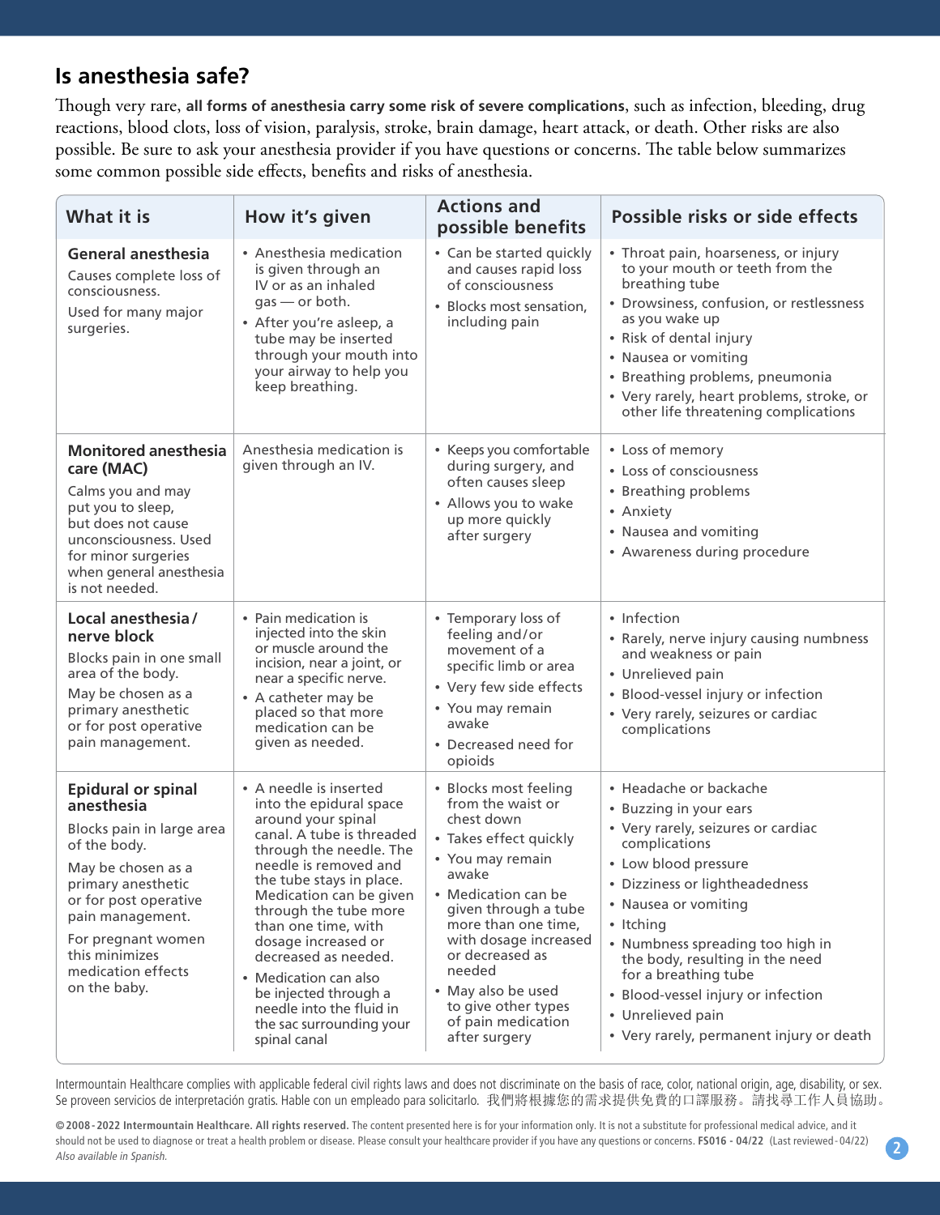## Is anesthesia safe?

Though very rare, **all forms of anesthesia carry some risk of severe complications**, such as infection, bleeding, drug reactions, blood clots, loss of vision, paralysis, stroke, brain damage, heart attack, or death. Other risks are also possible. Be sure to ask your anesthesia provider if you have questions or concerns. The table below summarizes some common possible side effects, benefits and risks of anesthesia.

| What it is | How it's given | Actions and possible benefits | Possible risks or side effects |
|---|---|---|---|
| **General anesthesia**<br>Causes complete loss of consciousness.<br>Used for many major surgeries. | • Anesthesia medication is given through an IV or as an inhaled gas — or both.<br>• After you're asleep, a tube may be inserted through your mouth into your airway to help you keep breathing. | • Can be started quickly and causes rapid loss of consciousness<br>• Blocks most sensation, including pain | • Throat pain, hoarseness, or injury to your mouth or teeth from the breathing tube<br>• Drowsiness, confusion, or restlessness as you wake up<br>• Risk of dental injury<br>• Nausea or vomiting<br>• Breathing problems, pneumonia<br>• Very rarely, heart problems, stroke, or other life threatening complications |
| **Monitored anesthesia care (MAC)**<br>Calms you and may put you to sleep, but does not cause unconsciousness. Used for minor surgeries when general anesthesia is not needed. | Anesthesia medication is given through an IV. | • Keeps you comfortable during surgery, and often causes sleep<br>• Allows you to wake up more quickly after surgery | • Loss of memory<br>• Loss of consciousness<br>• Breathing problems<br>• Anxiety<br>• Nausea and vomiting<br>• Awareness during procedure |
| **Local anesthesia / nerve block**<br>Blocks pain in one small area of the body.<br>May be chosen as a primary anesthetic or for post operative pain management. | • Pain medication is injected into the skin or muscle around the incision, near a joint, or near a specific nerve.<br>• A catheter may be placed so that more medication can be given as needed. | • Temporary loss of feeling and/or movement of a specific limb or area<br>• Very few side effects<br>• You may remain awake<br>• Decreased need for opioids | • Infection<br>• Rarely, nerve injury causing numbness and weakness or pain<br>• Unrelieved pain<br>• Blood-vessel injury or infection<br>• Very rarely, seizures or cardiac complications |
| **Epidural or spinal anesthesia**<br>Blocks pain in large area of the body.<br>May be chosen as a primary anesthetic or for post operative pain management.<br>For pregnant women this minimizes medication effects on the baby. | • A needle is inserted into the epidural space around your spinal canal. A tube is threaded through the needle. The needle is removed and the tube stays in place. Medication can be given through the tube more than one time, with dosage increased or decreased as needed.<br>• Medication can also be injected through a needle into the fluid in the sac surrounding your spinal canal | • Blocks most feeling from the waist or chest down<br>• Takes effect quickly<br>• You may remain awake<br>• Medication can be given through a tube more than one time, with dosage increased or decreased as needed<br>• May also be used to give other types of pain medication after surgery | • Headache or backache<br>• Buzzing in your ears<br>• Very rarely, seizures or cardiac complications<br>• Low blood pressure<br>• Dizziness or lightheadedness<br>• Nausea or vomiting<br>• Itching<br>• Numbness spreading too high in the body, resulting in the need for a breathing tube<br>• Blood-vessel injury or infection<br>• Unrelieved pain<br>• Very rarely, permanent injury or death |

Intermountain Healthcare complies with applicable federal civil rights laws and does not discriminate on the basis of race, color, national origin, age, disability, or sex. Se proveen servicios de interpretación gratis. Hable con un empleado para solicitarlo. 我們將根據您的需求提供免費的口譯服務。請找尋工作人員協助。

**© 2008-2022 Intermountain Healthcare. All rights reserved.** The content presented here is for your information only. It is not a substitute for professional medical advice, and it should not be used to diagnose or treat a health problem or disease. Please consult your healthcare provider if you have any questions or concerns. **FS016 - 04/22** (Last reviewed - 04/22) *Also available in Spanish.*